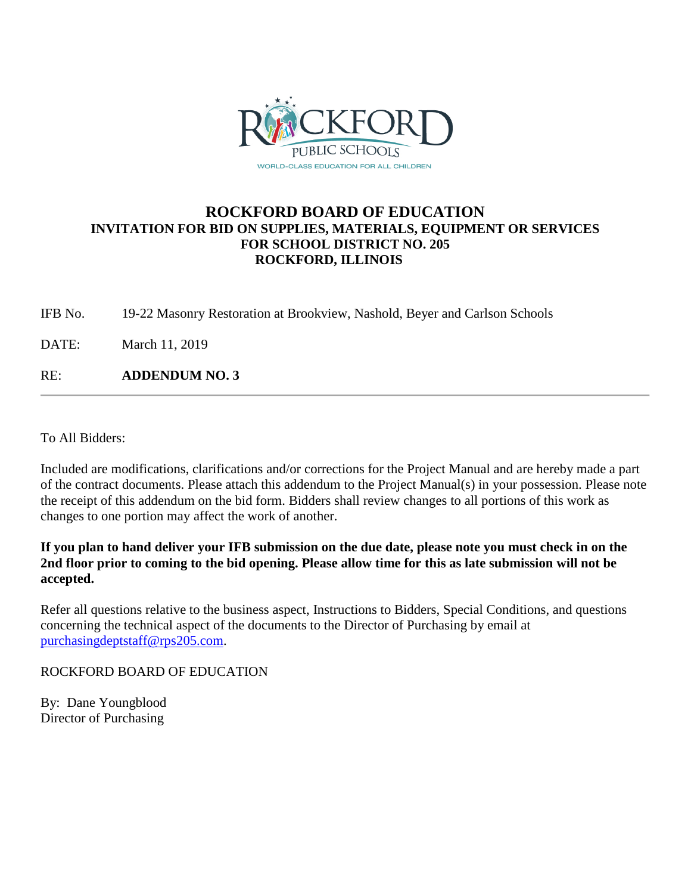ROCKFORD PUBLIC SCHOOLS
WORLD-CLASS EDUCATION FOR ALL CHILDREN

# ROCKFORD BOARD OF EDUCATION

## INVITATION FOR BID ON SUPPLIES, MATERIALS, EQUIPMENT OR SERVICES FOR SCHOOL DISTRICT NO. 205 ROCKFORD, ILLINOIS

IFB No. 19-22 Masonry Restoration at Brookview, Nashold, Beyer and Carlson Schools

DATE: March 11, 2019

RE: **ADDENDUM NO. 3**

---

To All Bidders:

Included are modifications, clarifications and/or corrections for the Project Manual and are hereby made a part of the contract documents. Please attach this addendum to the Project Manual(s) in your possession. Please note the receipt of this addendum on the bid form. Bidders shall review changes to all portions of this work as changes to one portion may affect the work of another.

**If you plan to hand deliver your IFB submission on the due date, please note you must check in on the 2nd floor prior to coming to the bid opening. Please allow time for this as late submission will not be accepted.**

Refer all questions relative to the business aspect, Instructions to Bidders, Special Conditions, and questions concerning the technical aspect of the documents to the Director of Purchasing by email at purchasingdeptstaff@rps205.com.

ROCKFORD BOARD OF EDUCATION

By: Dane Youngblood
Director of Purchasing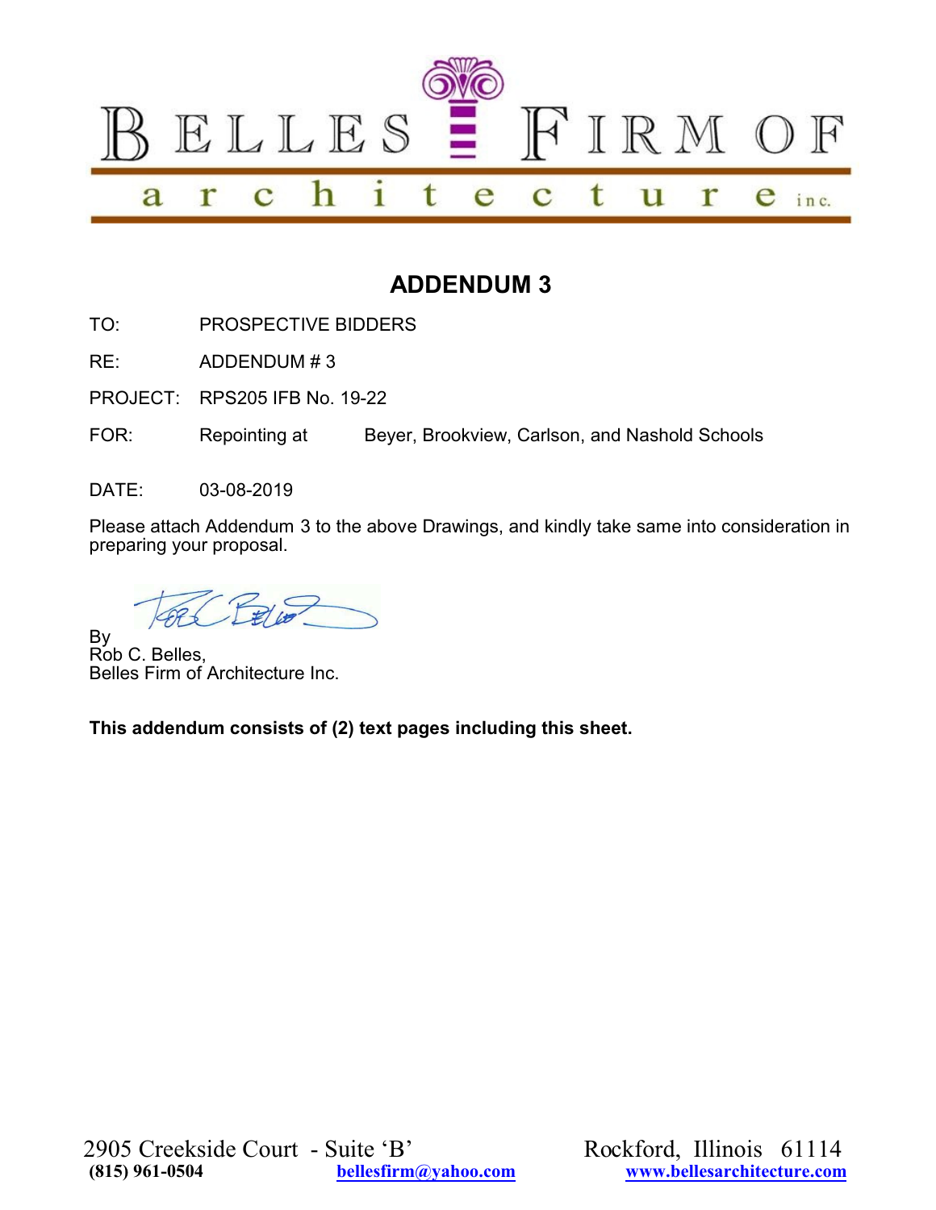# BELLES FIRM OF architecture inc.

## ADDENDUM 3

TO: PROSPECTIVE BIDDERS

RE: ADDENDUM # 3

PROJECT: RPS205 IFB No. 19-22

FOR: Repointing at Beyer, Brookview, Carlson, and Nashold Schools

DATE: 03-08-2019

Please attach Addendum 3 to the above Drawings, and kindly take same into consideration in preparing your proposal.

By
Rob C. Belles,
Belles Firm of Architecture Inc.

**This addendum consists of (2) text pages including this sheet.**

2905 Creekside Court - Suite 'B' Rockford, Illinois 61114
**(815) 961-0504** **bellesfirm@yahoo.com** **www.bellesarchitecture.com**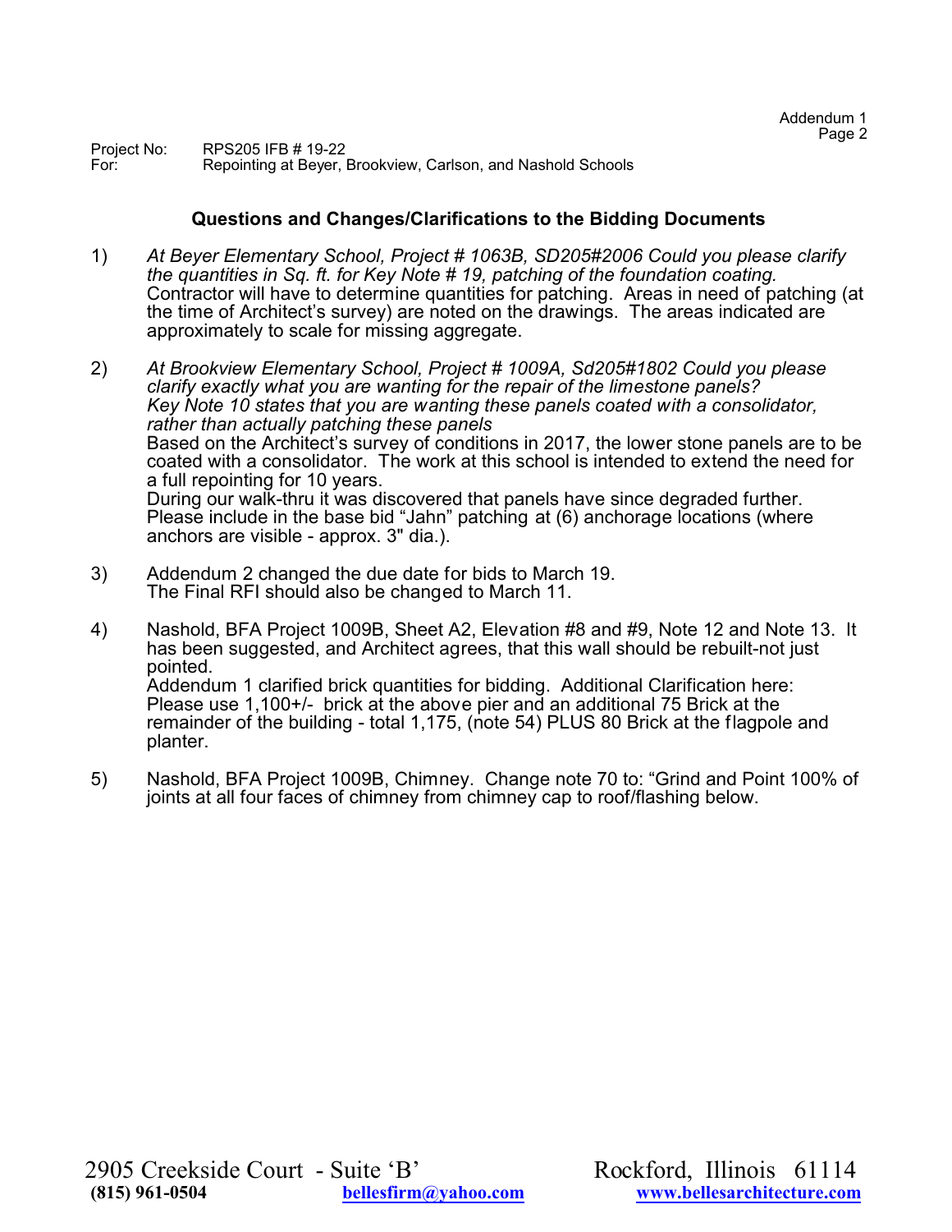Project No: RPS205 IFB # 19-22
For: Repointing at Beyer, Brookview, Carlson, and Nashold Schools

## Questions and Changes/Clarifications to the Bidding Documents

1) *At Beyer Elementary School, Project # 1063B, SD205#2006 Could you please clarify the quantities in Sq. ft. for Key Note # 19, patching of the foundation coating.*
   Contractor will have to determine quantities for patching. Areas in need of patching (at the time of Architect's survey) are noted on the drawings. The areas indicated are approximately to scale for missing aggregate.

2) *At Brookview Elementary School, Project # 1009A, Sd205#1802 Could you please clarify exactly what you are wanting for the repair of the limestone panels? Key Note 10 states that you are wanting these panels coated with a consolidator, rather than actually patching these panels*
   Based on the Architect's survey of conditions in 2017, the lower stone panels are to be coated with a consolidator. The work at this school is intended to extend the need for a full repointing for 10 years.
   During our walk-thru it was discovered that panels have since degraded further. Please include in the base bid "Jahn" patching at (6) anchorage locations (where anchors are visible - approx. 3" dia.).

3) Addendum 2 changed the due date for bids to March 19.
   The Final RFI should also be changed to March 11.

4) Nashold, BFA Project 1009B, Sheet A2, Elevation #8 and #9, Note 12 and Note 13. It has been suggested, and Architect agrees, that this wall should be rebuilt-not just pointed.
   Addendum 1 clarified brick quantities for bidding. Additional Clarification here: Please use 1,100+/- brick at the above pier and an additional 75 Brick at the remainder of the building - total 1,175, (note 54) PLUS 80 Brick at the flagpole and planter.

5) Nashold, BFA Project 1009B, Chimney. Change note 70 to: "Grind and Point 100% of joints at all four faces of chimney from chimney cap to roof/flashing below.

2905 Creekside Court - Suite 'B' Rockford, Illinois 61114
**(815) 961-0504** bellesfirm@yahoo.com www.bellesarchitecture.com